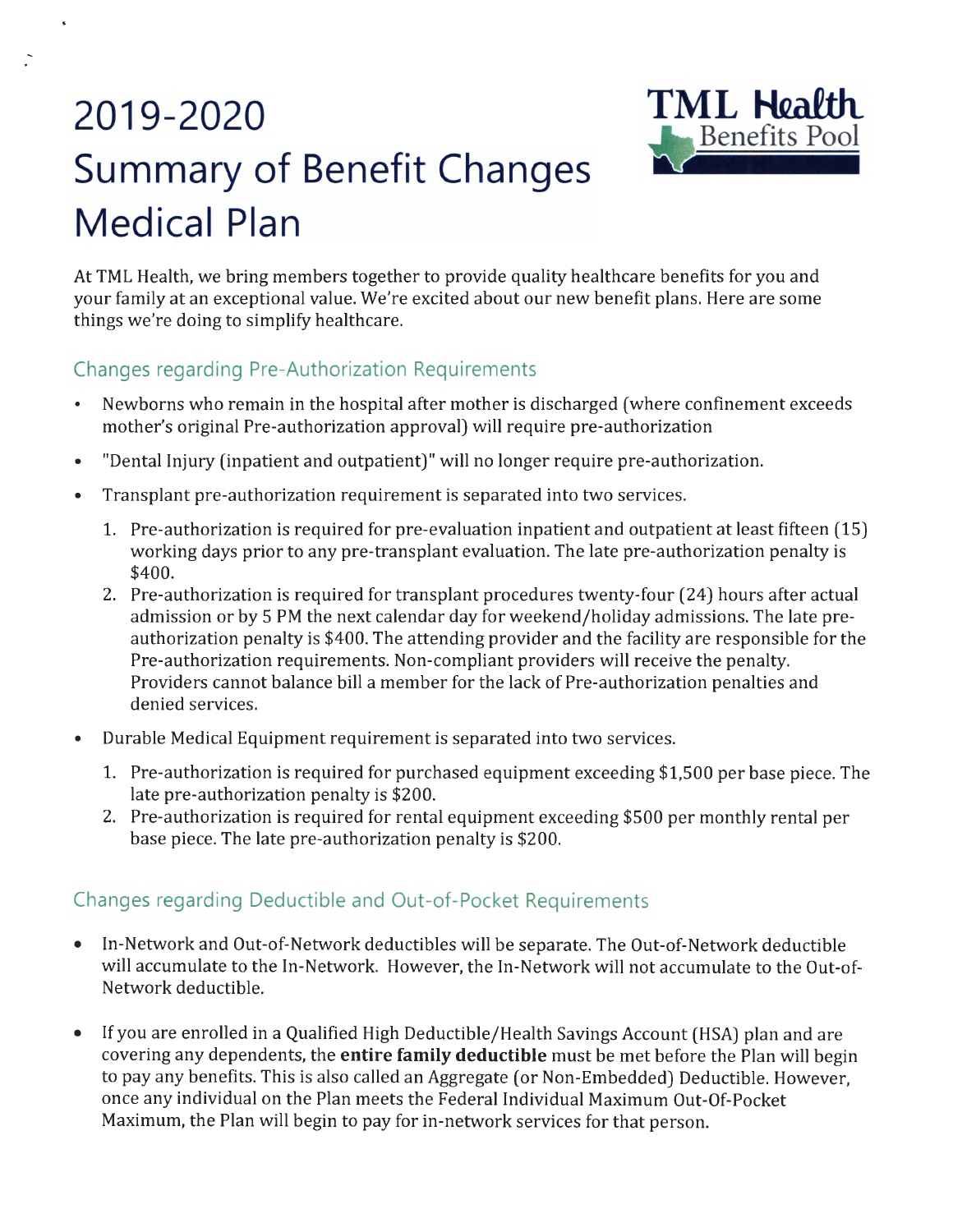# 2019-2020 Summary of Benefit Changes Medical Plan

TML Health Benefits Pool

At TML Health, we bring members together to provide quality healthcare benefits for you and your family at an exceptional value. We're excited about our new benefit plans. Here are some things we're doing to simplify healthcare.

## Changes regarding Pre-Authorization Requirements

- Newborns who remain in the hospital after mother is discharged (where confinement exceeds mother's original Pre-authorization approval) will require pre-authorization
- "Dental Injury (inpatient and outpatient)" will no longer require pre-authorization.
- Transplant pre-authorization requirement is separated into two services.
  1. Pre-authorization is required for pre-evaluation inpatient and outpatient at least fifteen (15) working days prior to any pre-transplant evaluation. The late pre-authorization penalty is $400.
  2. Pre-authorization is required for transplant procedures twenty-four (24) hours after actual admission or by 5 PM the next calendar day for weekend/holiday admissions. The late pre-authorization penalty is $400. The attending provider and the facility are responsible for the Pre-authorization requirements. Non-compliant providers will receive the penalty. Providers cannot balance bill a member for the lack of Pre-authorization penalties and denied services.
- Durable Medical Equipment requirement is separated into two services.
  1. Pre-authorization is required for purchased equipment exceeding $1,500 per base piece. The late pre-authorization penalty is $200.
  2. Pre-authorization is required for rental equipment exceeding $500 per monthly rental per base piece. The late pre-authorization penalty is $200.

## Changes regarding Deductible and Out-of-Pocket Requirements

- In-Network and Out-of-Network deductibles will be separate. The Out-of-Network deductible will accumulate to the In-Network. However, the In-Network will not accumulate to the Out-of-Network deductible.
- If you are enrolled in a Qualified High Deductible/Health Savings Account (HSA) plan and are covering any dependents, the **entire family deductible** must be met before the Plan will begin to pay any benefits. This is also called an Aggregate (or Non-Embedded) Deductible. However, once any individual on the Plan meets the Federal Individual Maximum Out-Of-Pocket Maximum, the Plan will begin to pay for in-network services for that person.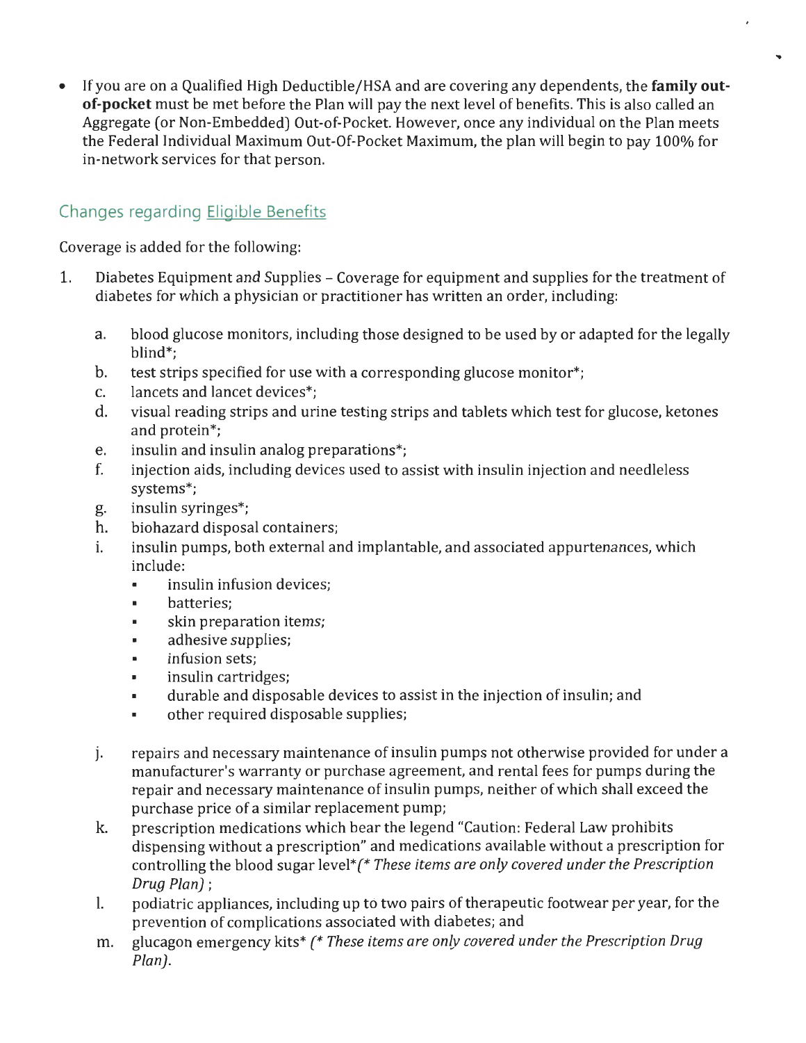- If you are on a Qualified High Deductible/HSA and are covering any dependents, the **family out-of-pocket** must be met before the Plan will pay the next level of benefits. This is also called an Aggregate (or Non-Embedded) Out-of-Pocket. However, once any individual on the Plan meets the Federal Individual Maximum Out-Of-Pocket Maximum, the plan will begin to pay 100% for in-network services for that person.

## Changes regarding Eligible Benefits

Coverage is added for the following:

1. Diabetes Equipment and Supplies – Coverage for equipment and supplies for the treatment of diabetes for which a physician or practitioner has written an order, including:

   a. blood glucose monitors, including those designed to be used by or adapted for the legally blind*;

   b. test strips specified for use with a corresponding glucose monitor*;

   c. lancets and lancet devices*;

   d. visual reading strips and urine testing strips and tablets which test for glucose, ketones and protein*;

   e. insulin and insulin analog preparations*;

   f. injection aids, including devices used to assist with insulin injection and needleless systems*;

   g. insulin syringes*;

   h. biohazard disposal containers;

   i. insulin pumps, both external and implantable, and associated appurtenances, which include:
      - insulin infusion devices;
      - batteries;
      - skin preparation items;
      - adhesive supplies;
      - infusion sets;
      - insulin cartridges;
      - durable and disposable devices to assist in the injection of insulin; and
      - other required disposable supplies;

   j. repairs and necessary maintenance of insulin pumps not otherwise provided for under a manufacturer's warranty or purchase agreement, and rental fees for pumps during the repair and necessary maintenance of insulin pumps, neither of which shall exceed the purchase price of a similar replacement pump;

   k. prescription medications which bear the legend "Caution: Federal Law prohibits dispensing without a prescription" and medications available without a prescription for controlling the blood sugar level* *(* These items are only covered under the Prescription Drug Plan)*;

   l. podiatric appliances, including up to two pairs of therapeutic footwear per year, for the prevention of complications associated with diabetes; and

   m. glucagon emergency kits* *(* These items are only covered under the Prescription Drug Plan)*.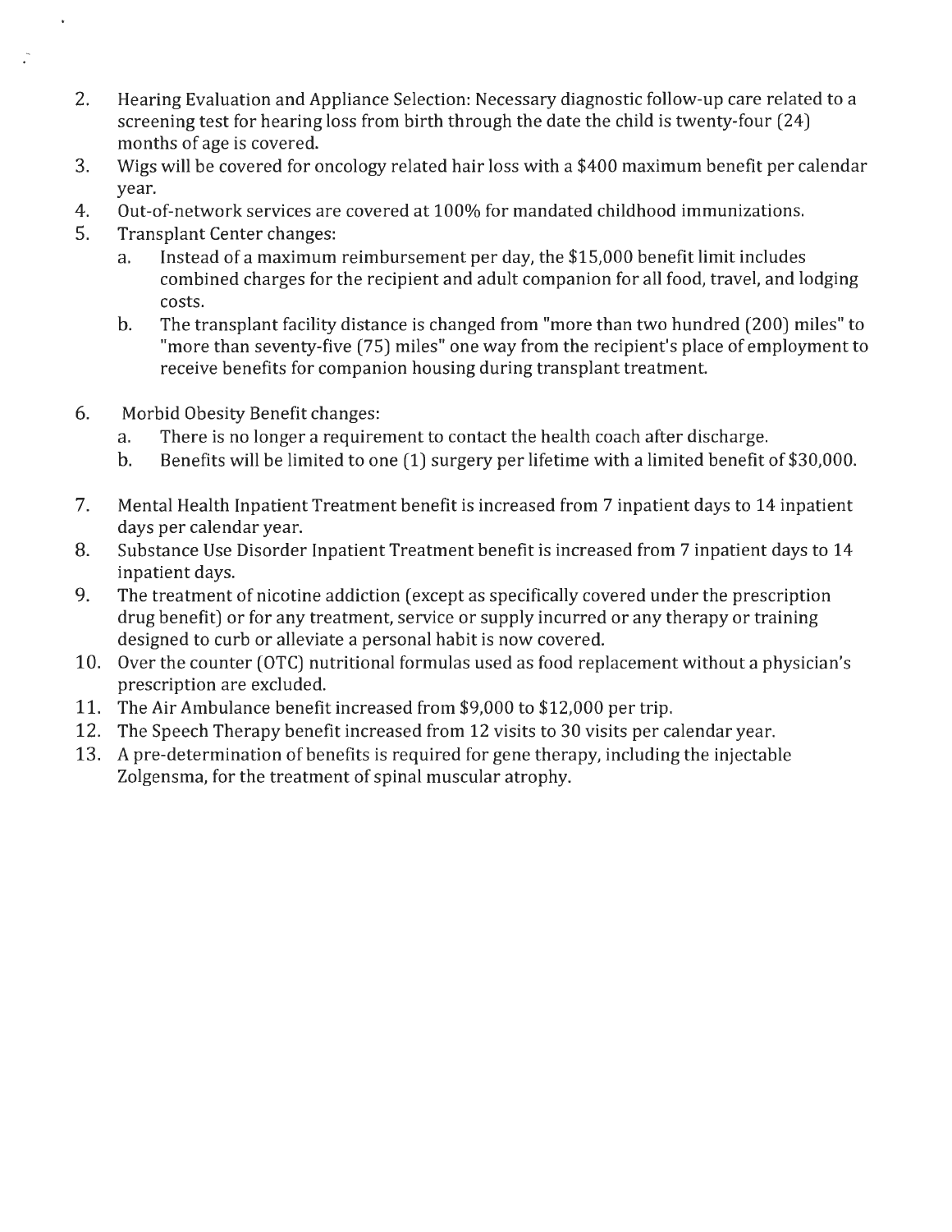2. Hearing Evaluation and Appliance Selection: Necessary diagnostic follow-up care related to a screening test for hearing loss from birth through the date the child is twenty-four (24) months of age is covered.
3. Wigs will be covered for oncology related hair loss with a $400 maximum benefit per calendar year.
4. Out-of-network services are covered at 100% for mandated childhood immunizations.
5. Transplant Center changes:
   a. Instead of a maximum reimbursement per day, the $15,000 benefit limit includes combined charges for the recipient and adult companion for all food, travel, and lodging costs.
   b. The transplant facility distance is changed from "more than two hundred (200) miles" to "more than seventy-five (75) miles" one way from the recipient's place of employment to receive benefits for companion housing during transplant treatment.

6. Morbid Obesity Benefit changes:
   a. There is no longer a requirement to contact the health coach after discharge.
   b. Benefits will be limited to one (1) surgery per lifetime with a limited benefit of $30,000.

7. Mental Health Inpatient Treatment benefit is increased from 7 inpatient days to 14 inpatient days per calendar year.
8. Substance Use Disorder Inpatient Treatment benefit is increased from 7 inpatient days to 14 inpatient days.
9. The treatment of nicotine addiction (except as specifically covered under the prescription drug benefit) or for any treatment, service or supply incurred or any therapy or training designed to curb or alleviate a personal habit is now covered.
10. Over the counter (OTC) nutritional formulas used as food replacement without a physician's prescription are excluded.
11. The Air Ambulance benefit increased from $9,000 to $12,000 per trip.
12. The Speech Therapy benefit increased from 12 visits to 30 visits per calendar year.
13. A pre-determination of benefits is required for gene therapy, including the injectable Zolgensma, for the treatment of spinal muscular atrophy.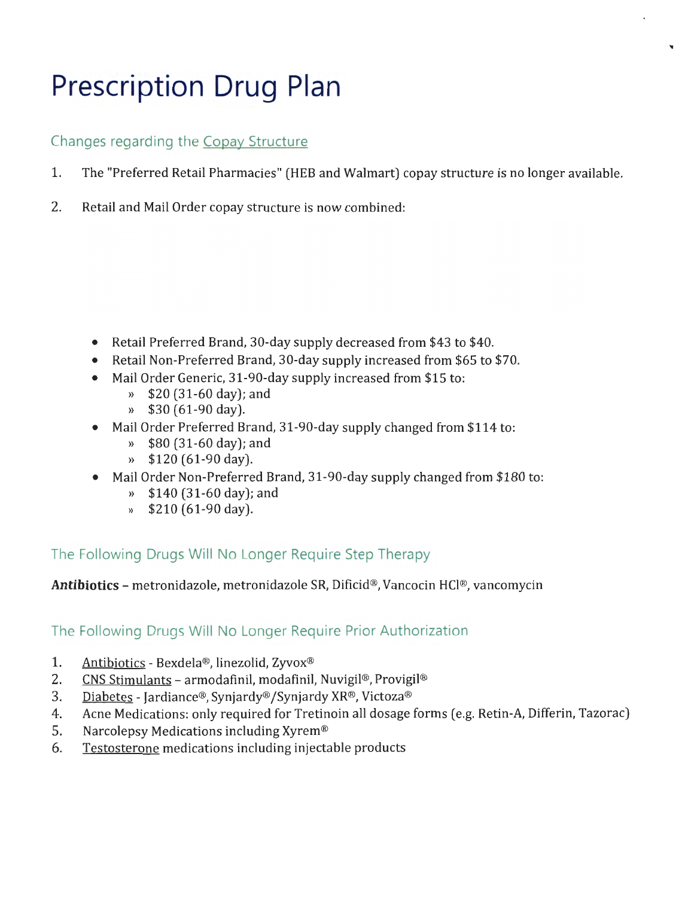# Prescription Drug Plan

## Changes regarding the Copay Structure

1. The "Preferred Retail Pharmacies" (HEB and Walmart) copay structure is no longer available.

2. Retail and Mail Order copay structure is now combined:

- Retail Preferred Brand, 30-day supply decreased from $43 to $40.
- Retail Non-Preferred Brand, 30-day supply increased from $65 to $70.
- Mail Order Generic, 31-90-day supply increased from $15 to:
  - $20 (31-60 day); and
  - $30 (61-90 day).
- Mail Order Preferred Brand, 31-90-day supply changed from $114 to:
  - $80 (31-60 day); and
  - $120 (61-90 day).
- Mail Order Non-Preferred Brand, 31-90-day supply changed from $180 to:
  - $140 (31-60 day); and
  - $210 (61-90 day).

## The Following Drugs Will No Longer Require Step Therapy

**Antibiotics** – metronidazole, metronidazole SR, Dificid®, Vancocin HCl®, vancomycin

## The Following Drugs Will No Longer Require Prior Authorization

1. Antibiotics - Bexdela®, linezolid, Zyvox®
2. CNS Stimulants – armodafinil, modafinil, Nuvigil®, Provigil®
3. Diabetes - Jardiance®, Synjardy®/Synjardy XR®, Victoza®
4. Acne Medications: only required for Tretinoin all dosage forms (e.g. Retin-A, Differin, Tazorac)
5. Narcolepsy Medications including Xyrem®
6. Testosterone medications including injectable products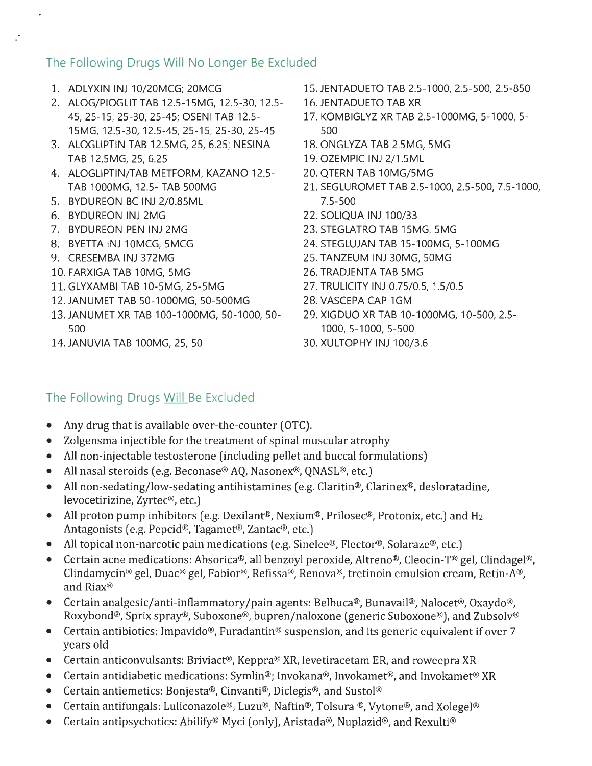## The Following Drugs Will No Longer Be Excluded

1. ADLYXIN INJ 10/20MCG; 20MCG
2. ALOG/PIOGLIT TAB 12.5-15MG, 12.5-30, 12.5-45, 25-15, 25-30, 25-45; OSENI TAB 12.5-15MG, 12.5-30, 12.5-45, 25-15, 25-30, 25-45
3. ALOGLIPTIN TAB 12.5MG, 25, 6.25; NESINA TAB 12.5MG, 25, 6.25
4. ALOGLIPTIN/TAB METFORM, KAZANO 12.5-TAB 1000MG, 12.5- TAB 500MG
5. BYDUREON BC INJ 2/0.85ML
6. BYDUREON INJ 2MG
7. BYDUREON PEN INJ 2MG
8. BYETTA INJ 10MCG, 5MCG
9. CRESEMBA INJ 372MG
10. FARXIGA TAB 10MG, 5MG
11. GLYXAMBI TAB 10-5MG, 25-5MG
12. JANUMET TAB 50-1000MG, 50-500MG
13. JANUMET XR TAB 100-1000MG, 50-1000, 50-500
14. JANUVIA TAB 100MG, 25, 50
15. JENTADUETO TAB 2.5-1000, 2.5-500, 2.5-850
16. JENTADUETO TAB XR
17. KOMBIGLYZ XR TAB 2.5-1000MG, 5-1000, 5-500
18. ONGLYZA TAB 2.5MG, 5MG
19. OZEMPIC INJ 2/1.5ML
20. QTERN TAB 10MG/5MG
21. SEGLUROMET TAB 2.5-1000, 2.5-500, 7.5-1000, 7.5-500
22. SOLIQUA INJ 100/33
23. STEGLATRO TAB 15MG, 5MG
24. STEGLUJAN TAB 15-100MG, 5-100MG
25. TANZEUM INJ 30MG, 50MG
26. TRADJENTA TAB 5MG
27. TRULICITY INJ 0.75/0.5, 1.5/0.5
28. VASCEPA CAP 1GM
29. XIGDUO XR TAB 10-1000MG, 10-500, 2.5-1000, 5-1000, 5-500
30. XULTOPHY INJ 100/3.6

## The Following Drugs Will Be Excluded

- Any drug that is available over-the-counter (OTC).
- Zolgensma injectible for the treatment of spinal muscular atrophy
- All non-injectable testosterone (including pellet and buccal formulations)
- All nasal steroids (e.g. Beconase® AQ, Nasonex®, QNASL®, etc.)
- All non-sedating/low-sedating antihistamines (e.g. Claritin®, Clarinex®, desloratadine, levocetirizine, Zyrtec®, etc.)
- All proton pump inhibitors (e.g. Dexilant®, Nexium®, Prilosec®, Protonix, etc.) and $H_2$ Antagonists (e.g. Pepcid®, Tagamet®, Zantac®, etc.)
- All topical non-narcotic pain medications (e.g. Sinelee®, Flector®, Solaraze®, etc.)
- Certain acne medications: Absorica®, all benzoyl peroxide, Altreno®, Cleocin-T® gel, Clindagel®, Clindamycin® gel, Duac® gel, Fabior®, Refissa®, Renova®, tretinoin emulsion cream, Retin-A®, and Riax®
- Certain analgesic/anti-inflammatory/pain agents: Belbuca®, Bunavail®, Nalocet®, Oxaydo®, Roxybond®, Sprix spray®, Suboxone®, bupren/naloxone (generic Suboxone®), and Zubsolv®
- Certain antibiotics: Impavido®, Furadantin® suspension, and its generic equivalent if over 7 years old
- Certain anticonvulsants: Briviact®, Keppra® XR, levetiracetam ER, and roweepra XR
- Certain antidiabetic medications: Symlin®; Invokana®, Invokamet®, and Invokamet® XR
- Certain antiemetics: Bonjesta®, Cinvanti®, Diclegis®, and Sustol®
- Certain antifungals: Luliconazole®, Luzu®, Naftin®, Tolsura ®, Vytone®, and Xolegel®
- Certain antipsychotics: Abilify® Myci (only), Aristada®, Nuplazid®, and Rexulti®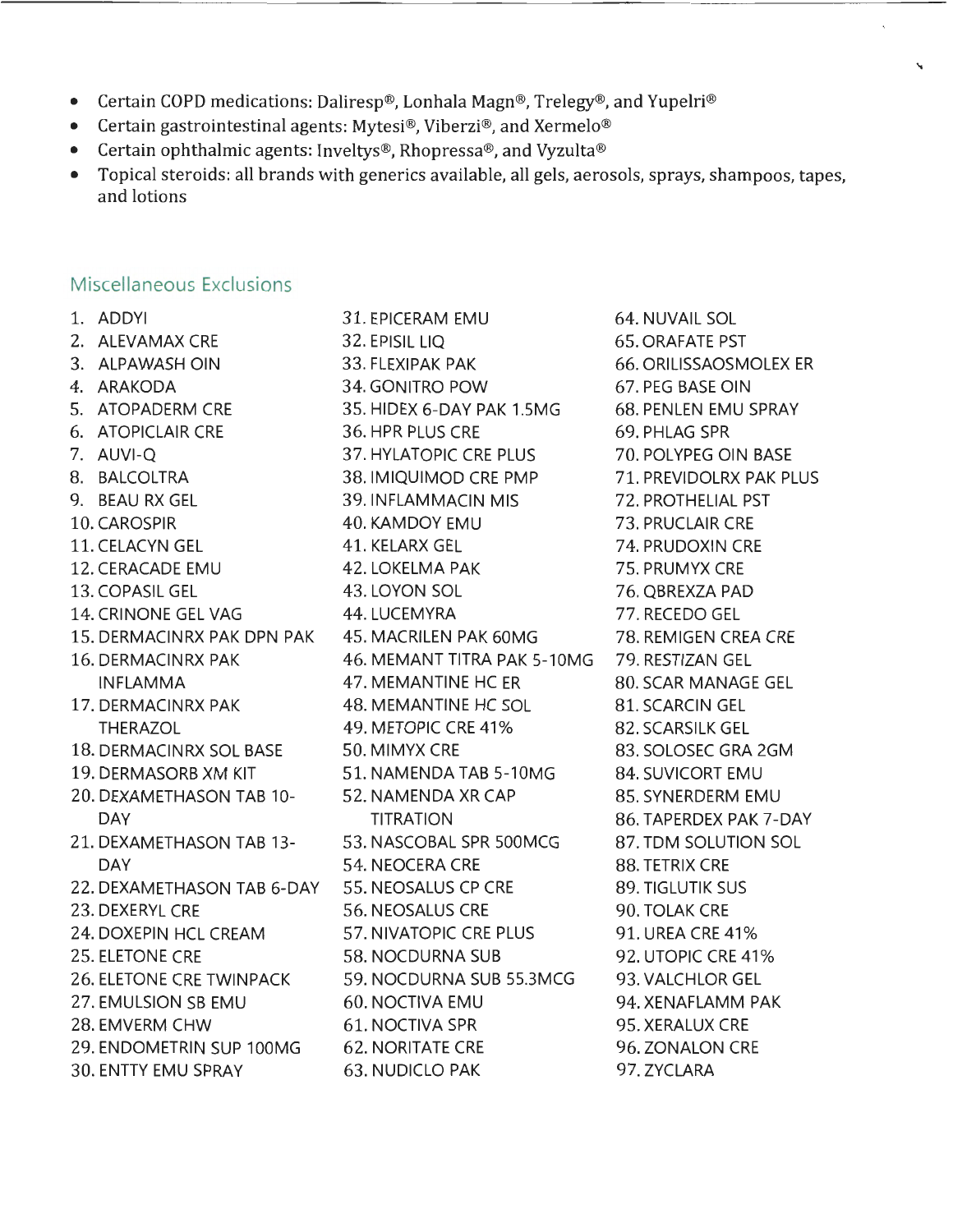- Certain COPD medications: Daliresp®, Lonhala Magn®, Trelegy®, and Yupelri®
- Certain gastrointestinal agents: Mytesi®, Viberzi®, and Xermelo®
- Certain ophthalmic agents: Inveltys®, Rhopressa®, and Vyzulta®
- Topical steroids: all brands with generics available, all gels, aerosols, sprays, shampoos, tapes, and lotions

## Miscellaneous Exclusions

1. ADDYI
2. ALEVAMAX CRE
3. ALPAWASH OIN
4. ARAKODA
5. ATOPADERM CRE
6. ATOPICLAIR CRE
7. AUVI-Q
8. BALCOLTRA
9. BEAU RX GEL
10. CAROSPIR
11. CELACYN GEL
12. CERACADE EMU
13. COPASIL GEL
14. CRINONE GEL VAG
15. DERMACINRX PAK DPN PAK
16. DERMACINRX PAK INFLAMMA
17. DERMACINRX PAK THERAZOL
18. DERMACINRX SOL BASE
19. DERMASORB XM KIT
20. DEXAMETHASON TAB 10-DAY
21. DEXAMETHASON TAB 13-DAY
22. DEXAMETHASON TAB 6-DAY
23. DEXERYL CRE
24. DOXEPIN HCL CREAM
25. ELETONE CRE
26. ELETONE CRE TWINPACK
27. EMULSION SB EMU
28. EMVERM CHW
29. ENDOMETRIN SUP 100MG
30. ENTTY EMU SPRAY
31. EPICERAM EMU
32. EPISIL LIQ
33. FLEXIPAK PAK
34. GONITRO POW
35. HIDEX 6-DAY PAK 1.5MG
36. HPR PLUS CRE
37. HYLATOPIC CRE PLUS
38. IMIQUIMOD CRE PMP
39. INFLAMMACIN MIS
40. KAMDOY EMU
41. KELARX GEL
42. LOKELMA PAK
43. LOYON SOL
44. LUCEMYRA
45. MACRILEN PAK 60MG
46. MEMANT TITRA PAK 5-10MG
47. MEMANTINE HC ER
48. MEMANTINE HC SOL
49. METOPIC CRE 41%
50. MIMYX CRE
51. NAMENDA TAB 5-10MG
52. NAMENDA XR CAP TITRATION
53. NASCOBAL SPR 500MCG
54. NEOCERA CRE
55. NEOSALUS CP CRE
56. NEOSALUS CRE
57. NIVATOPIC CRE PLUS
58. NOCDURNA SUB
59. NOCDURNA SUB 55.3MCG
60. NOCTIVA EMU
61. NOCTIVA SPR
62. NORITATE CRE
63. NUDICLO PAK
64. NUVAIL SOL
65. ORAFATE PST
66. ORILISSAOSMOLEX ER
67. PEG BASE OIN
68. PENLEN EMU SPRAY
69. PHLAG SPR
70. POLYPEG OIN BASE
71. PREVIDOLRX PAK PLUS
72. PROTHELIAL PST
73. PRUCLAIR CRE
74. PRUDOXIN CRE
75. PRUMYX CRE
76. QBREXZA PAD
77. RECEDO GEL
78. REMIGEN CREA CRE
79. RESTIZAN GEL
80. SCAR MANAGE GEL
81. SCARCIN GEL
82. SCARSILK GEL
83. SOLOSEC GRA 2GM
84. SUVICORT EMU
85. SYNERDERM EMU
86. TAPERDEX PAK 7-DAY
87. TDM SOLUTION SOL
88. TETRIX CRE
89. TIGLUTIK SUS
90. TOLAK CRE
91. UREA CRE 41%
92. UTOPIC CRE 41%
93. VALCHLOR GEL
94. XENAFLAMM PAK
95. XERALUX CRE
96. ZONALON CRE
97. ZYCLARA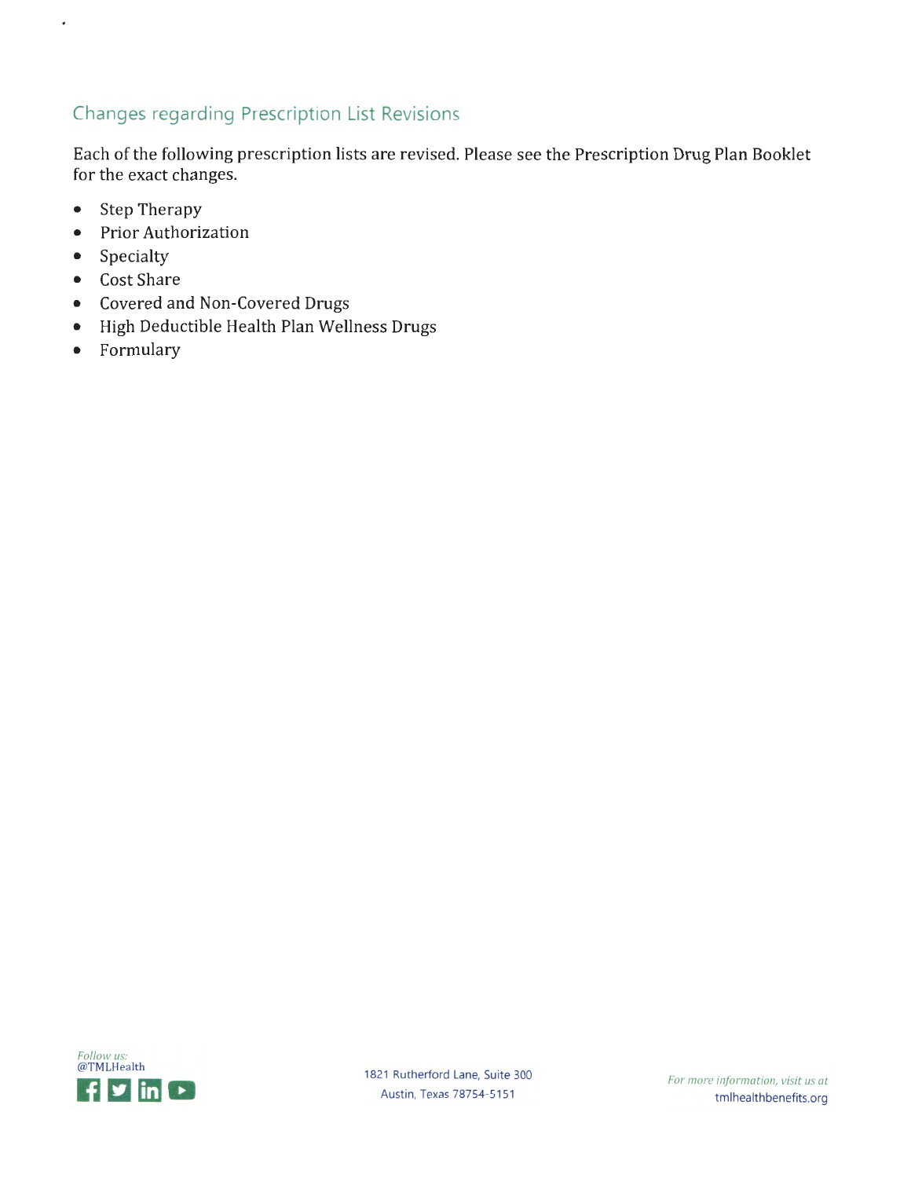## Changes regarding Prescription List Revisions

Each of the following prescription lists are revised. Please see the Prescription Drug Plan Booklet for the exact changes.

- Step Therapy
- Prior Authorization
- Specialty
- Cost Share
- Covered and Non-Covered Drugs
- High Deductible Health Plan Wellness Drugs
- Formulary